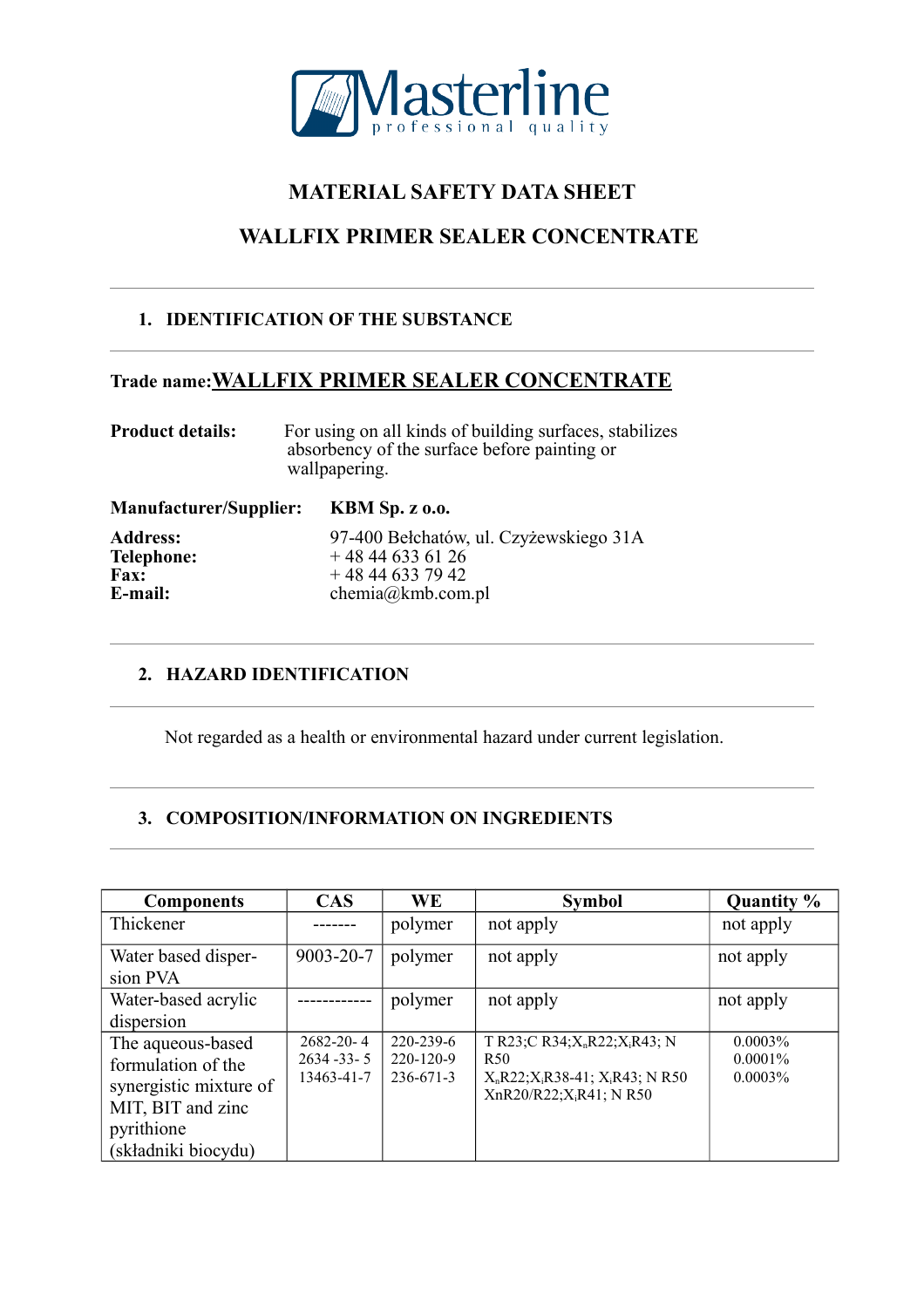Masterline
professional quality

# MATERIAL SAFETY DATA SHEET

# WALLFIX PRIMER SEALER CONCENTRATE

## 1. IDENTIFICATION OF THE SUBSTANCE

**Trade name:** **WALLFIX PRIMER SEALER CONCENTRATE**

**Product details:** For using on all kinds of building surfaces, stabilizes absorbency of the surface before painting or wallpapering.

**Manufacturer/Supplier:** **KBM Sp. z o.o.**

**Address:** 97-400 Bełchatów, ul. Czyżewskiego 31A
**Telephone:** + 48 44 633 61 26
**Fax:** + 48 44 633 79 42
**E-mail:** chemia@kmb.com.pl

## 2. HAZARD IDENTIFICATION

Not regarded as a health or environmental hazard under current legislation.

## 3. COMPOSITION/INFORMATION ON INGREDIENTS

| Components | CAS | WE | Symbol | Quantity % |
|---|---|---|---|---|
| Thickener | ------- | polymer | not apply | not apply |
| Water based dispersion PVA | 9003-20-7 | polymer | not apply | not apply |
| Water-based acrylic dispersion | ------------ | polymer | not apply | not apply |
| The aqueous-based formulation of the synergistic mixture of MIT, BIT and zinc pyrithione (składniki biocydu) | 2682-20-4<br>2634-33-5<br>13463-41-7 | 220-239-6<br>220-120-9<br>236-671-3 | T R23;C R34;$X_n$R22;$X_i$R43; N R50<br>$X_n$R22;$X_i$R38-41; $X_i$R43; N R50<br>XnR20/R22;$X_i$R41; N R50 | 0.0003%<br>0.0001%<br>0.0003% |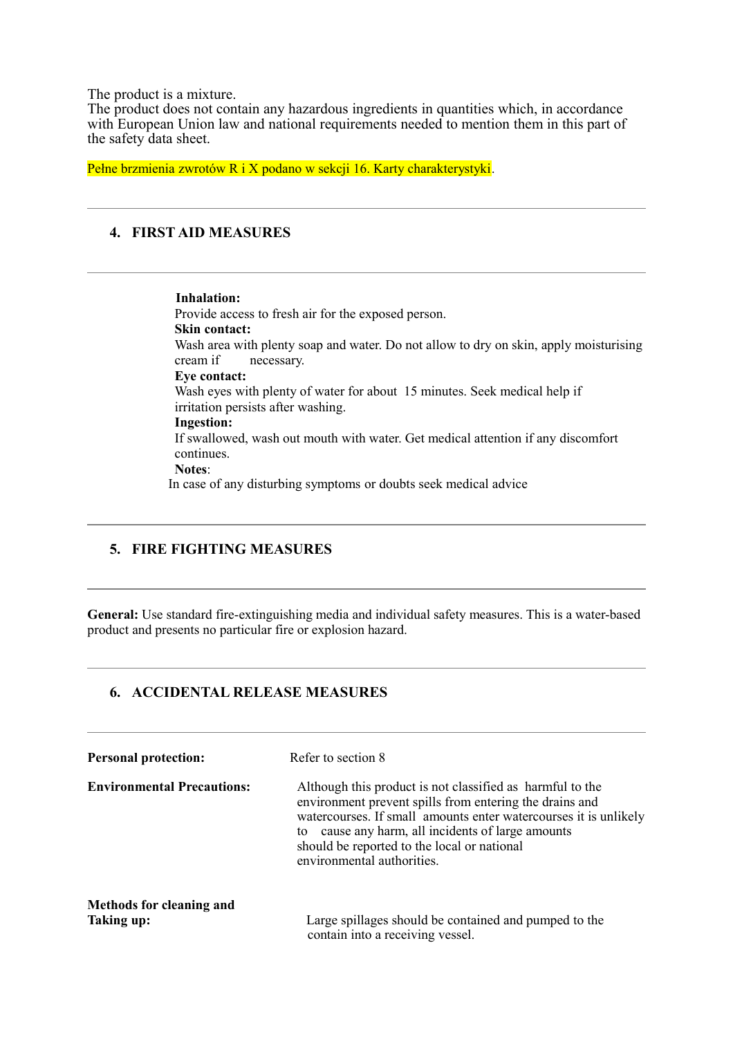The product is a mixture.
The product does not contain any hazardous ingredients in quantities which, in accordance with European Union law and national requirements needed to mention them in this part of the safety data sheet.

Pełne brzmienia zwrotów R i X podano w sekcji 16. Karty charakterystyki.

## 4. FIRST AID MEASURES

**Inhalation:**
Provide access to fresh air for the exposed person.

**Skin contact:**
Wash area with plenty soap and water. Do not allow to dry on skin, apply moisturising cream if necessary.

**Eye contact:**
Wash eyes with plenty of water for about 15 minutes. Seek medical help if irritation persists after washing.

**Ingestion:**
If swallowed, wash out mouth with water. Get medical attention if any discomfort continues.

**Notes**:
In case of any disturbing symptoms or doubts seek medical advice

## 5. FIRE FIGHTING MEASURES

**General:** Use standard fire-extinguishing media and individual safety measures. This is a water-based product and presents no particular fire or explosion hazard.

## 6. ACCIDENTAL RELEASE MEASURES

**Personal protection:** Refer to section 8

**Environmental Precautions:** Although this product is not classified as harmful to the environment prevent spills from entering the drains and watercourses. If small amounts enter watercourses it is unlikely to cause any harm, all incidents of large amounts should be reported to the local or national environmental authorities.

**Methods for cleaning and Taking up:** Large spillages should be contained and pumped to the contain into a receiving vessel.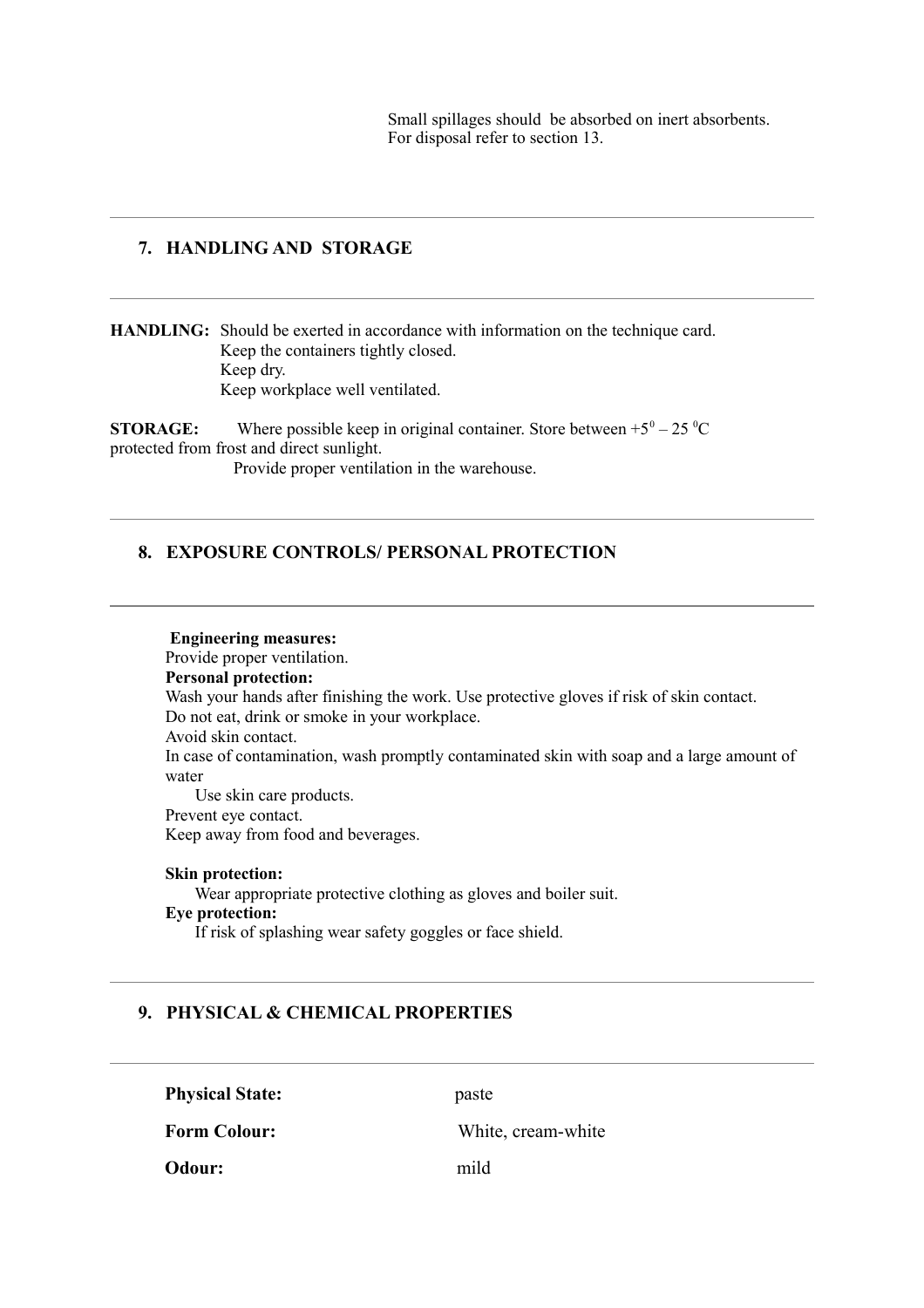Small spillages should be absorbed on inert absorbents.
For disposal refer to section 13.

## 7. HANDLING AND STORAGE

**HANDLING:** Should be exerted in accordance with information on the technique card.
Keep the containers tightly closed.
Keep dry.
Keep workplace well ventilated.

**STORAGE:** Where possible keep in original container. Store between $+5^0 – 25\ ^0C$ protected from frost and direct sunlight.
Provide proper ventilation in the warehouse.

## 8. EXPOSURE CONTROLS/ PERSONAL PROTECTION

**Engineering measures:**
Provide proper ventilation.
**Personal protection:**
Wash your hands after finishing the work. Use protective gloves if risk of skin contact.
Do not eat, drink or smoke in your workplace.
Avoid skin contact.
In case of contamination, wash promptly contaminated skin with soap and a large amount of water
Use skin care products.
Prevent eye contact.
Keep away from food and beverages.

**Skin protection:**
Wear appropriate protective clothing as gloves and boiler suit.
**Eye protection:**
If risk of splashing wear safety goggles or face shield.

## 9. PHYSICAL & CHEMICAL PROPERTIES

| | |
|---|---|
| **Physical State:** | paste |
| **Form Colour:** | White, cream-white |
| **Odour:** | mild |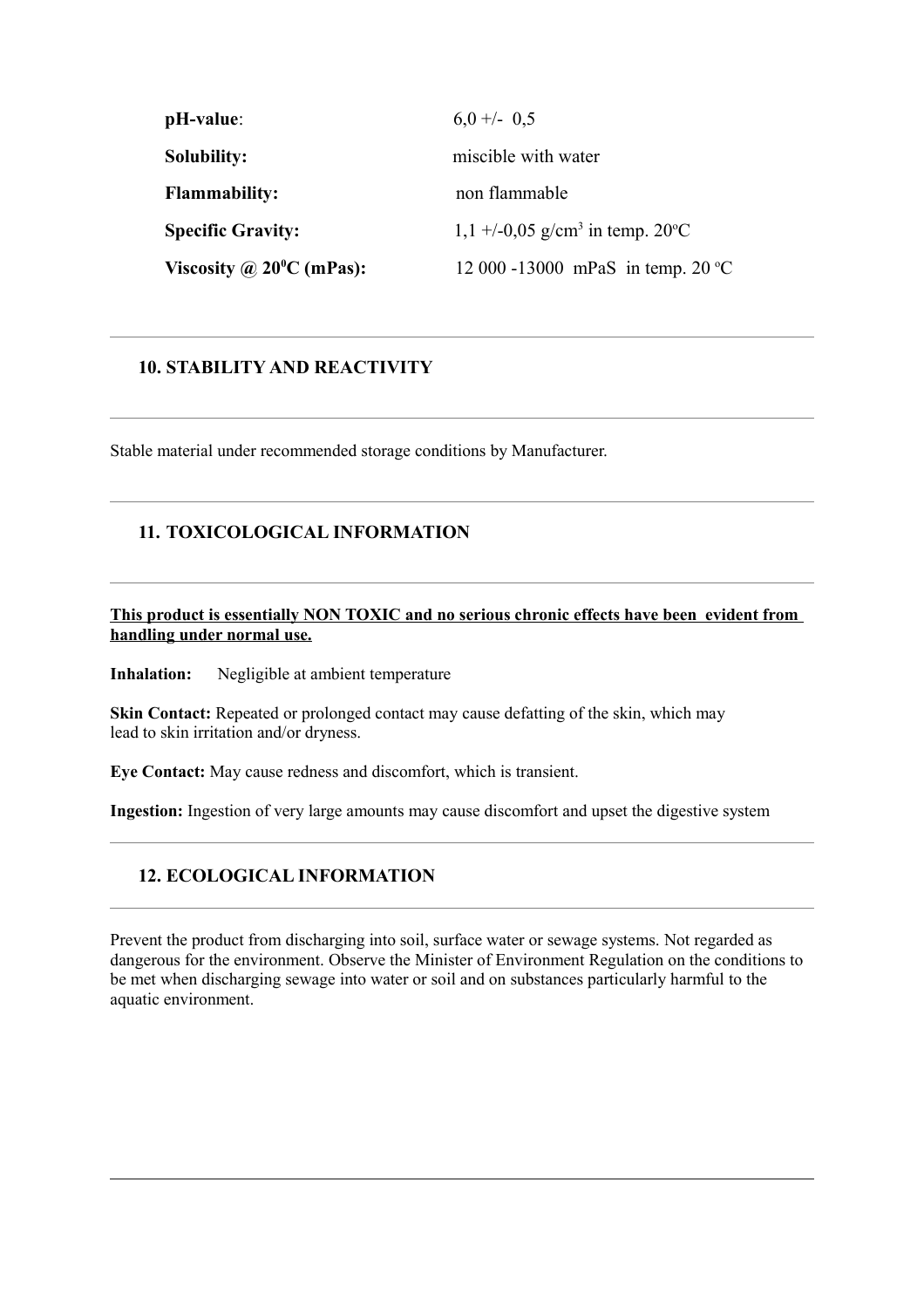| | |
|---|---|
| **pH-value**: | 6,0 +/- 0,5 |
| **Solubility:** | miscible with water |
| **Flammability:** | non flammable |
| **Specific Gravity:** | 1,1 +/-0,05 g/cm$^3$ in temp. 20$^o$C |
| **Viscosity @ 20$^0$C (mPas):** | 12 000 -13000 mPaS in temp. 20 $^o$C |

## 10. STABILITY AND REACTIVITY

Stable material under recommended storage conditions by Manufacturer.

## 11. TOXICOLOGICAL INFORMATION

**<u>This product is essentially NON TOXIC and no serious chronic effects have been evident from handling under normal use.</u>**

**Inhalation:** Negligible at ambient temperature

**Skin Contact:** Repeated or prolonged contact may cause defatting of the skin, which may lead to skin irritation and/or dryness.

**Eye Contact:** May cause redness and discomfort, which is transient.

**Ingestion:** Ingestion of very large amounts may cause discomfort and upset the digestive system

## 12. ECOLOGICAL INFORMATION

Prevent the product from discharging into soil, surface water or sewage systems. Not regarded as dangerous for the environment. Observe the Minister of Environment Regulation on the conditions to be met when discharging sewage into water or soil and on substances particularly harmful to the aquatic environment.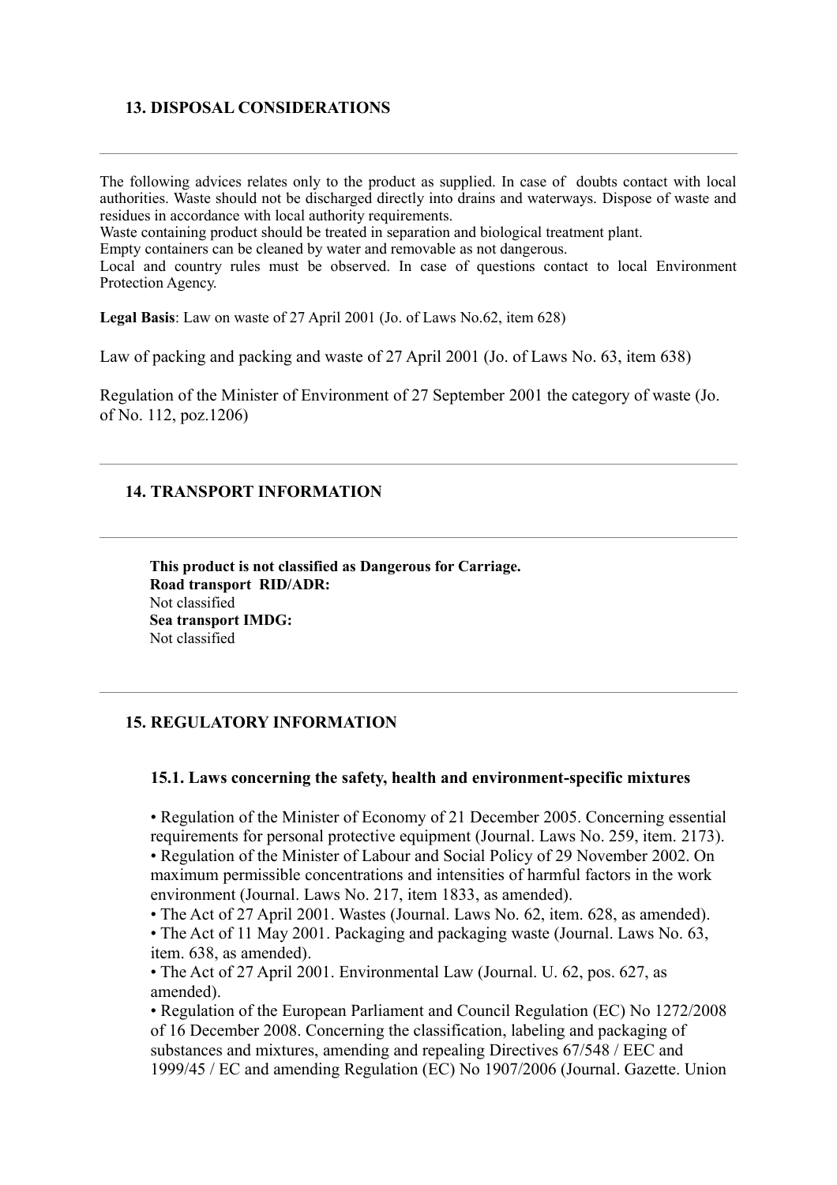## 13. DISPOSAL CONSIDERATIONS

---

The following advices relates only to the product as supplied. In case of doubts contact with local authorities. Waste should not be discharged directly into drains and waterways. Dispose of waste and residues in accordance with local authority requirements.
Waste containing product should be treated in separation and biological treatment plant.
Empty containers can be cleaned by water and removable as not dangerous.
Local and country rules must be observed. In case of questions contact to local Environment Protection Agency.

**Legal Basis**: Law on waste of 27 April 2001 (Jo. of Laws No.62, item 628)

Law of packing and packing and waste of 27 April 2001 (Jo. of Laws No. 63, item 638)

Regulation of the Minister of Environment of 27 September 2001 the category of waste (Jo. of No. 112, poz.1206)

---

## 14. TRANSPORT INFORMATION

---

**This product is not classified as Dangerous for Carriage.**
**Road transport RID/ADR:**
Not classified
**Sea transport IMDG:**
Not classified

---

## 15. REGULATORY INFORMATION

### 15.1. Laws concerning the safety, health and environment-specific mixtures

- Regulation of the Minister of Economy of 21 December 2005. Concerning essential requirements for personal protective equipment (Journal. Laws No. 259, item. 2173).
- Regulation of the Minister of Labour and Social Policy of 29 November 2002. On maximum permissible concentrations and intensities of harmful factors in the work environment (Journal. Laws No. 217, item 1833, as amended).
- The Act of 27 April 2001. Wastes (Journal. Laws No. 62, item. 628, as amended).
- The Act of 11 May 2001. Packaging and packaging waste (Journal. Laws No. 63, item. 638, as amended).
- The Act of 27 April 2001. Environmental Law (Journal. U. 62, pos. 627, as amended).
- Regulation of the European Parliament and Council Regulation (EC) No 1272/2008 of 16 December 2008. Concerning the classification, labeling and packaging of substances and mixtures, amending and repealing Directives 67/548 / EEC and 1999/45 / EC and amending Regulation (EC) No 1907/2006 (Journal. Gazette. Union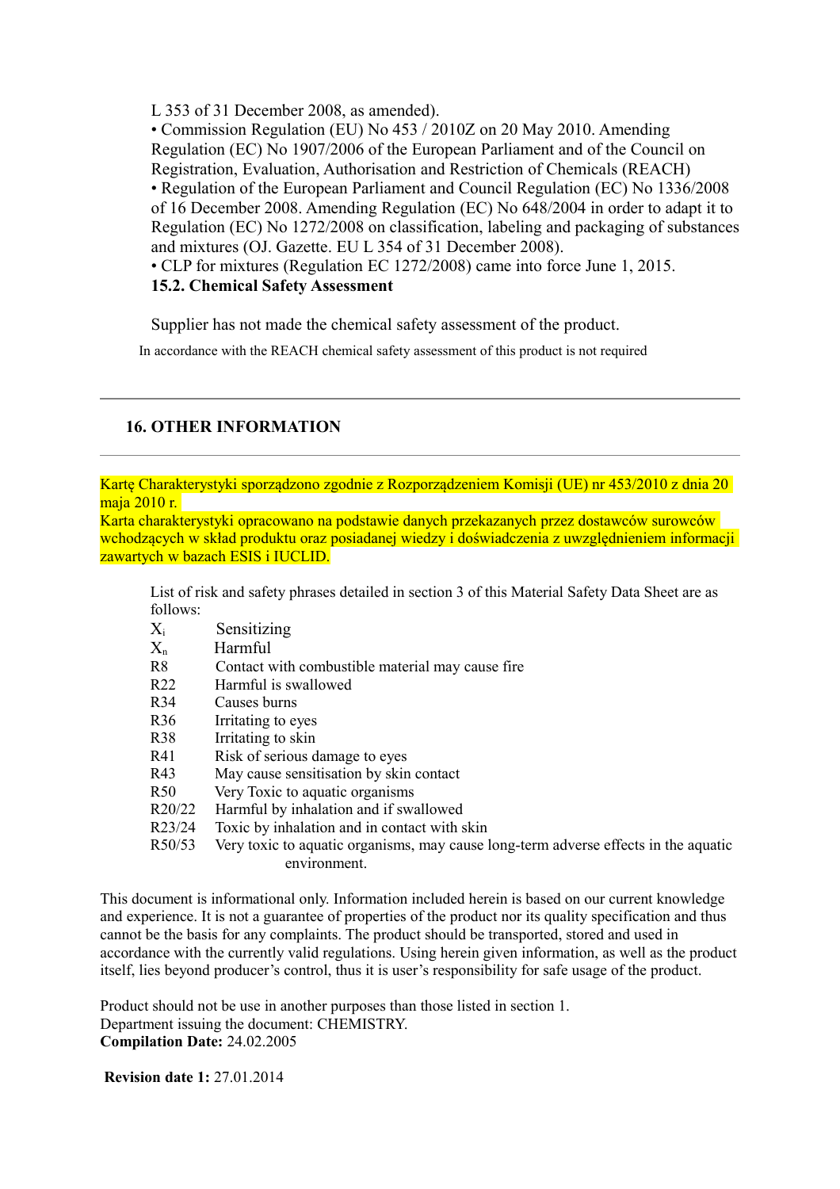L 353 of 31 December 2008, as amended).

- Commission Regulation (EU) No 453 / 2010Z on 20 May 2010. Amending Regulation (EC) No 1907/2006 of the European Parliament and of the Council on Registration, Evaluation, Authorisation and Restriction of Chemicals (REACH)
- Regulation of the European Parliament and Council Regulation (EC) No 1336/2008 of 16 December 2008. Amending Regulation (EC) No 648/2004 in order to adapt it to Regulation (EC) No 1272/2008 on classification, labeling and packaging of substances and mixtures (OJ. Gazette. EU L 354 of 31 December 2008).
- CLP for mixtures (Regulation EC 1272/2008) came into force June 1, 2015.

**15.2. Chemical Safety Assessment**

Supplier has not made the chemical safety assessment of the product.

In accordance with the REACH chemical safety assessment of this product is not required

---

## 16. OTHER INFORMATION

---

Kartę Charakterystyki sporządzono zgodnie z Rozporządzeniem Komisji (UE) nr 453/2010 z dnia 20 maja 2010 r.
Karta charakterystyki opracowano na podstawie danych przekazanych przez dostawców surowców wchodzących w skład produktu oraz posiadanej wiedzy i doświadczenia z uwzględnieniem informacji zawartych w bazach ESIS i IUCLID.

List of risk and safety phrases detailed in section 3 of this Material Safety Data Sheet are as follows:

| | |
|---|---|
| $X_i$ | Sensitizing |
| $X_n$ | Harmful |
| R8 | Contact with combustible material may cause fire |
| R22 | Harmful is swallowed |
| R34 | Causes burns |
| R36 | Irritating to eyes |
| R38 | Irritating to skin |
| R41 | Risk of serious damage to eyes |
| R43 | May cause sensitisation by skin contact |
| R50 | Very Toxic to aquatic organisms |
| R20/22 | Harmful by inhalation and if swallowed |
| R23/24 | Toxic by inhalation and in contact with skin |
| R50/53 | Very toxic to aquatic organisms, may cause long-term adverse effects in the aquatic environment. |

This document is informational only. Information included herein is based on our current knowledge and experience. It is not a guarantee of properties of the product nor its quality specification and thus cannot be the basis for any complaints. The product should be transported, stored and used in accordance with the currently valid regulations. Using herein given information, as well as the product itself, lies beyond producer's control, thus it is user's responsibility for safe usage of the product.

Product should not be use in another purposes than those listed in section 1.
Department issuing the document: CHEMISTRY.
**Compilation Date:** 24.02.2005

**Revision date 1:** 27.01.2014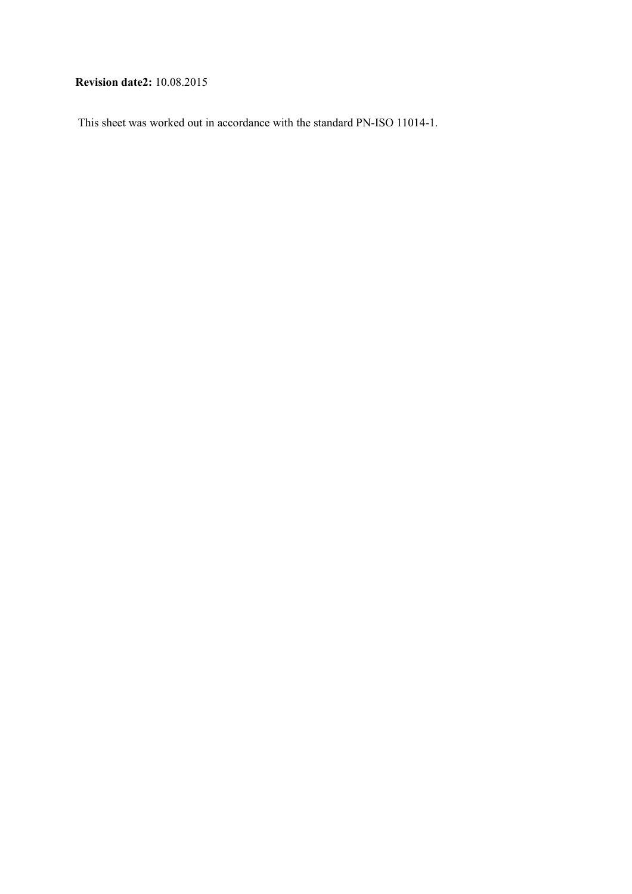**Revision date2:** 10.08.2015

This sheet was worked out in accordance with the standard PN-ISO 11014-1.